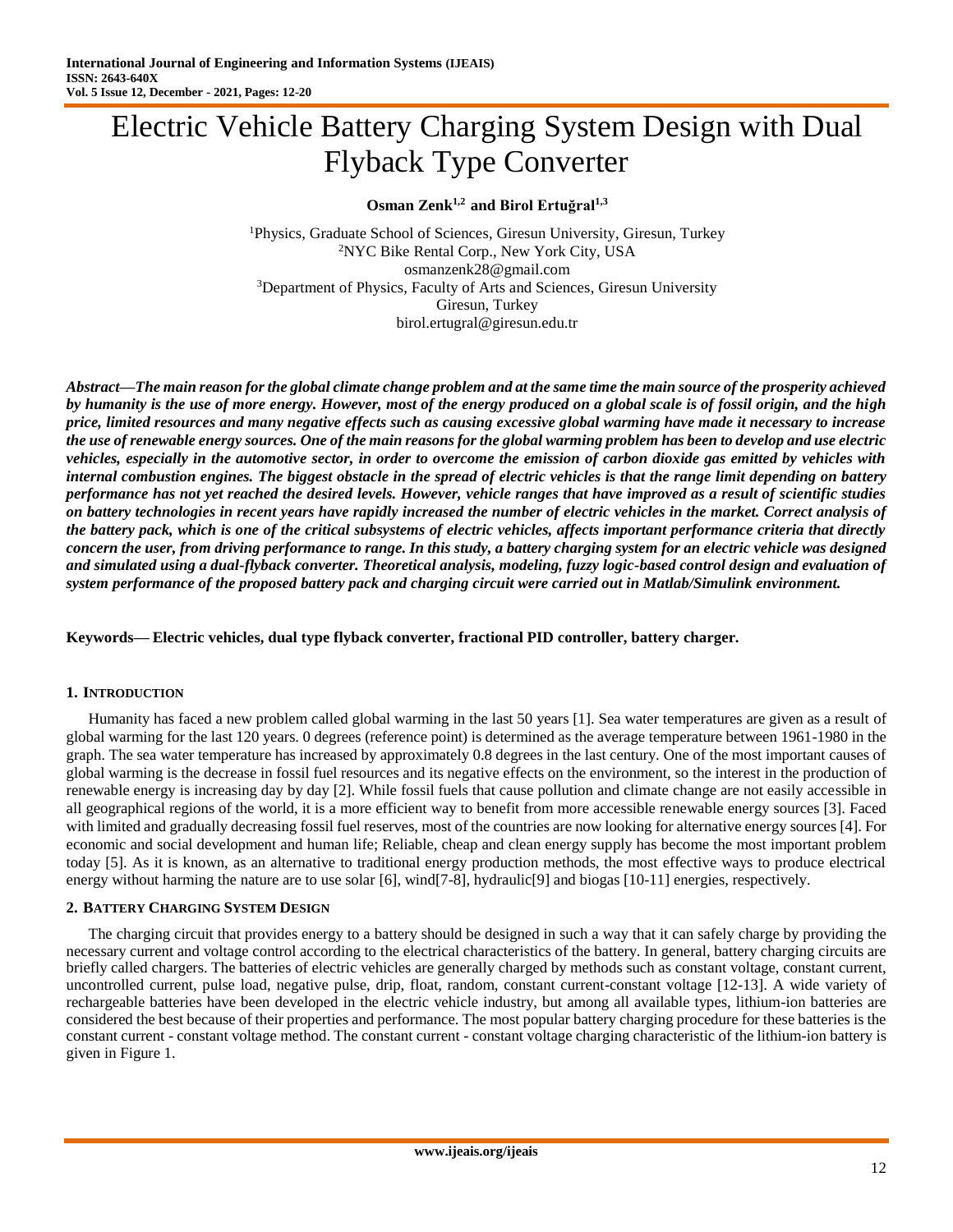# Electric Vehicle Battery Charging System Design with Dual Flyback Type Converter

**Osman Zenk[1,2] and Birol Ertuğral[1,3]**

[1]Physics, Graduate School of Sciences, Giresun University, Giresun, Turkey
[2]NYC Bike Rental Corp., New York City, USA
osmanzenk28@gmail.com
[3]Department of Physics, Faculty of Arts and Sciences, Giresun University
Giresun, Turkey
birol.ertugral@giresun.edu.tr

***Abstract—The main reason for the global climate change problem and at the same time the main source of the prosperity achieved by humanity is the use of more energy. However, most of the energy produced on a global scale is of fossil origin, and the high price, limited resources and many negative effects such as causing excessive global warming have made it necessary to increase the use of renewable energy sources. One of the main reasons for the global warming problem has been to develop and use electric vehicles, especially in the automotive sector, in order to overcome the emission of carbon dioxide gas emitted by vehicles with internal combustion engines. The biggest obstacle in the spread of electric vehicles is that the range limit depending on battery performance has not yet reached the desired levels. However, vehicle ranges that have improved as a result of scientific studies on battery technologies in recent years have rapidly increased the number of electric vehicles in the market. Correct analysis of the battery pack, which is one of the critical subsystems of electric vehicles, affects important performance criteria that directly concern the user, from driving performance to range. In this study, a battery charging system for an electric vehicle was designed and simulated using a dual-flyback converter. Theoretical analysis, modeling, fuzzy logic-based control design and evaluation of system performance of the proposed battery pack and charging circuit were carried out in Matlab/Simulink environment.***

**Keywords— Electric vehicles, dual type flyback converter, fractional PID controller, battery charger.**

## 1. Introduction

Humanity has faced a new problem called global warming in the last 50 years [1]. Sea water temperatures are given as a result of global warming for the last 120 years. 0 degrees (reference point) is determined as the average temperature between 1961-1980 in the graph. The sea water temperature has increased by approximately 0.8 degrees in the last century. One of the most important causes of global warming is the decrease in fossil fuel resources and its negative effects on the environment, so the interest in the production of renewable energy is increasing day by day [2]. While fossil fuels that cause pollution and climate change are not easily accessible in all geographical regions of the world, it is a more efficient way to benefit from more accessible renewable energy sources [3]. Faced with limited and gradually decreasing fossil fuel reserves, most of the countries are now looking for alternative energy sources [4]. For economic and social development and human life; Reliable, cheap and clean energy supply has become the most important problem today [5]. As it is known, as an alternative to traditional energy production methods, the most effective ways to produce electrical energy without harming the nature are to use solar [6], wind[7-8], hydraulic[9] and biogas [10-11] energies, respectively.

## 2. Battery Charging System Design

The charging circuit that provides energy to a battery should be designed in such a way that it can safely charge by providing the necessary current and voltage control according to the electrical characteristics of the battery. In general, battery charging circuits are briefly called chargers. The batteries of electric vehicles are generally charged by methods such as constant voltage, constant current, uncontrolled current, pulse load, negative pulse, drip, float, random, constant current-constant voltage [12-13]. A wide variety of rechargeable batteries have been developed in the electric vehicle industry, but among all available types, lithium-ion batteries are considered the best because of their properties and performance. The most popular battery charging procedure for these batteries is the constant current - constant voltage method. The constant current - constant voltage charging characteristic of the lithium-ion battery is given in Figure 1.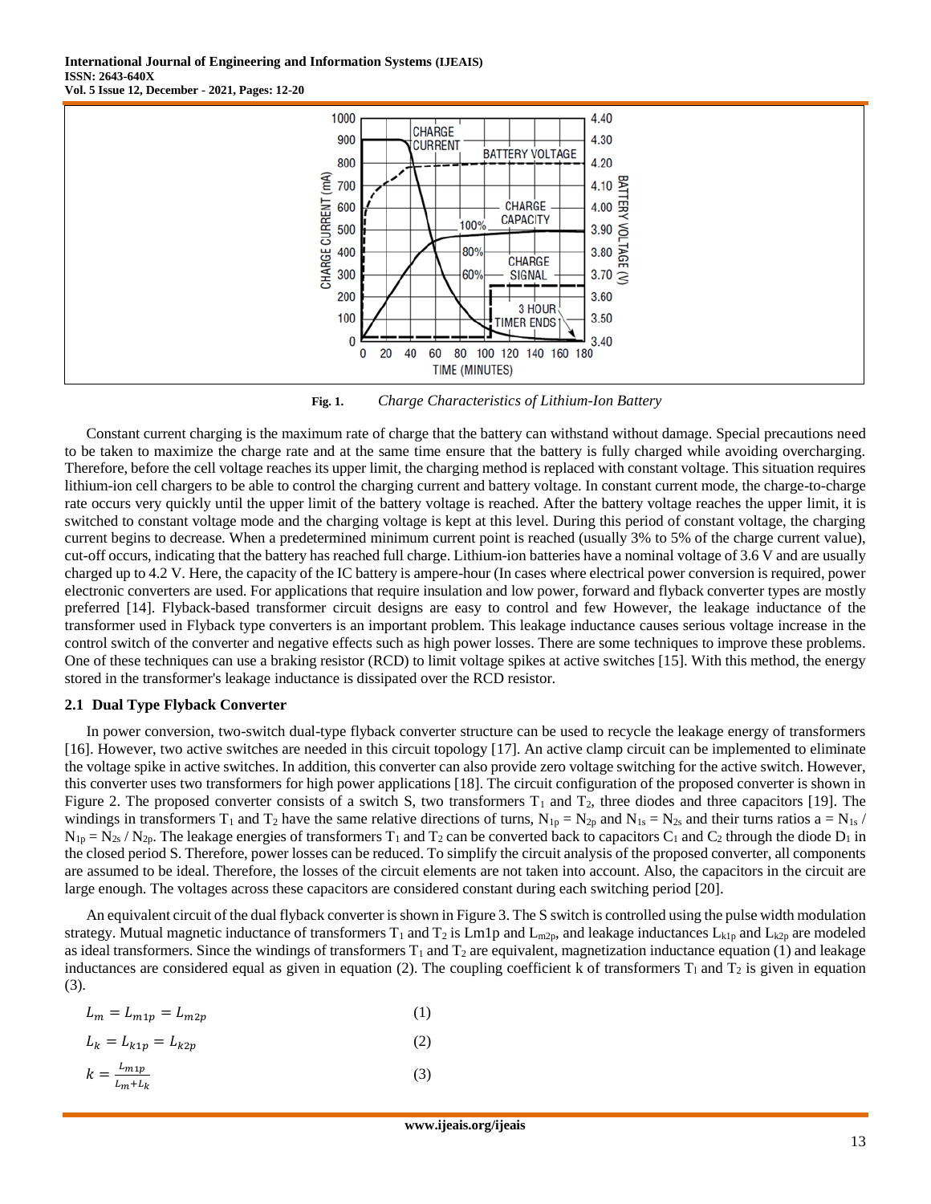Fig. 1. *Charge Characteristics of Lithium-Ion Battery*

Constant current charging is the maximum rate of charge that the battery can withstand without damage. Special precautions need to be taken to maximize the charge rate and at the same time ensure that the battery is fully charged while avoiding overcharging. Therefore, before the cell voltage reaches its upper limit, the charging method is replaced with constant voltage. This situation requires lithium-ion cell chargers to be able to control the charging current and battery voltage. In constant current mode, the charge-to-charge rate occurs very quickly until the upper limit of the battery voltage is reached. After the battery voltage reaches the upper limit, it is switched to constant voltage mode and the charging voltage is kept at this level. During this period of constant voltage, the charging current begins to decrease. When a predetermined minimum current point is reached (usually 3% to 5% of the charge current value), cut-off occurs, indicating that the battery has reached full charge. Lithium-ion batteries have a nominal voltage of 3.6 V and are usually charged up to 4.2 V. Here, the capacity of the IC battery is ampere-hour (In cases where electrical power conversion is required, power electronic converters are used. For applications that require insulation and low power, forward and flyback converter types are mostly preferred [14]. Flyback-based transformer circuit designs are easy to control and few However, the leakage inductance of the transformer used in Flyback type converters is an important problem. This leakage inductance causes serious voltage increase in the control switch of the converter and negative effects such as high power losses. There are some techniques to improve these problems. One of these techniques can use a braking resistor (RCD) to limit voltage spikes at active switches [15]. With this method, the energy stored in the transformer's leakage inductance is dissipated over the RCD resistor.

### 2.1 Dual Type Flyback Converter

In power conversion, two-switch dual-type flyback converter structure can be used to recycle the leakage energy of transformers [16]. However, two active switches are needed in this circuit topology [17]. An active clamp circuit can be implemented to eliminate the voltage spike in active switches. In addition, this converter can also provide zero voltage switching for the active switch. However, this converter uses two transformers for high power applications [18]. The circuit configuration of the proposed converter is shown in Figure 2. The proposed converter consists of a switch S, two transformers $T_1$ and $T_2$, three diodes and three capacitors [19]. The windings in transformers $T_1$ and $T_2$ have the same relative directions of turns, $N_{1p} = N_{2p}$ and $N_{1s} = N_{2s}$ and their turns ratios $a = N_{1s} / N_{1p} = N_{2s} / N_{2p}$. The leakage energies of transformers $T_1$ and $T_2$ can be converted back to capacitors $C_1$ and $C_2$ through the diode $D_1$ in the closed period S. Therefore, power losses can be reduced. To simplify the circuit analysis of the proposed converter, all components are assumed to be ideal. Therefore, the losses of the circuit elements are not taken into account. Also, the capacitors in the circuit are large enough. The voltages across these capacitors are considered constant during each switching period [20].

An equivalent circuit of the dual flyback converter is shown in Figure 3. The S switch is controlled using the pulse width modulation strategy. Mutual magnetic inductance of transformers $T_1$ and $T_2$ is Lm1p and $L_{m2p}$, and leakage inductances $L_{k1p}$ and $L_{k2p}$ are modeled as ideal transformers. Since the windings of transformers $T_1$ and $T_2$ are equivalent, magnetization inductance equation (1) and leakage inductances are considered equal as given in equation (2). The coupling coefficient k of transformers $T_1$ and $T_2$ is given in equation (3).

$$L_m = L_{m1p} = L_{m2p} \tag{1}$$

$$L_k = L_{k1p} = L_{k2p} \tag{2}$$

$$k = \frac{L_{m1p}}{L_m + L_k} \tag{3}$$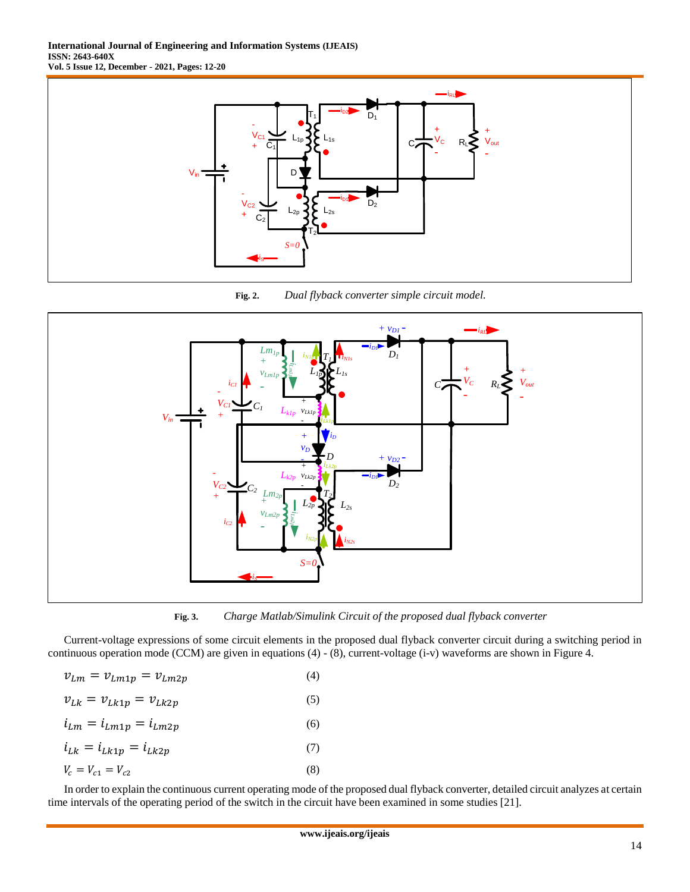Fig. 2. *Dual flyback converter simple circuit model.*

Fig. 3. *Charge Matlab/Simulink Circuit of the proposed dual flyback converter*

Current-voltage expressions of some circuit elements in the proposed dual flyback converter circuit during a switching period in continuous operation mode (CCM) are given in equations (4) - (8), current-voltage (i-v) waveforms are shown in Figure 4.

$$v_{Lm} = v_{Lm1p} = v_{Lm2p} \tag{4}$$

$$v_{Lk} = v_{Lk1p} = v_{Lk2p} \tag{5}$$

$$i_{Lm} = i_{Lm1p} = i_{Lm2p} \tag{6}$$

$$i_{Lk} = i_{Lk1p} = i_{Lk2p} \tag{7}$$

$$V_c = V_{c1} = V_{c2} \tag{8}$$

In order to explain the continuous current operating mode of the proposed dual flyback converter, detailed circuit analyzes at certain time intervals of the operating period of the switch in the circuit have been examined in some studies [21].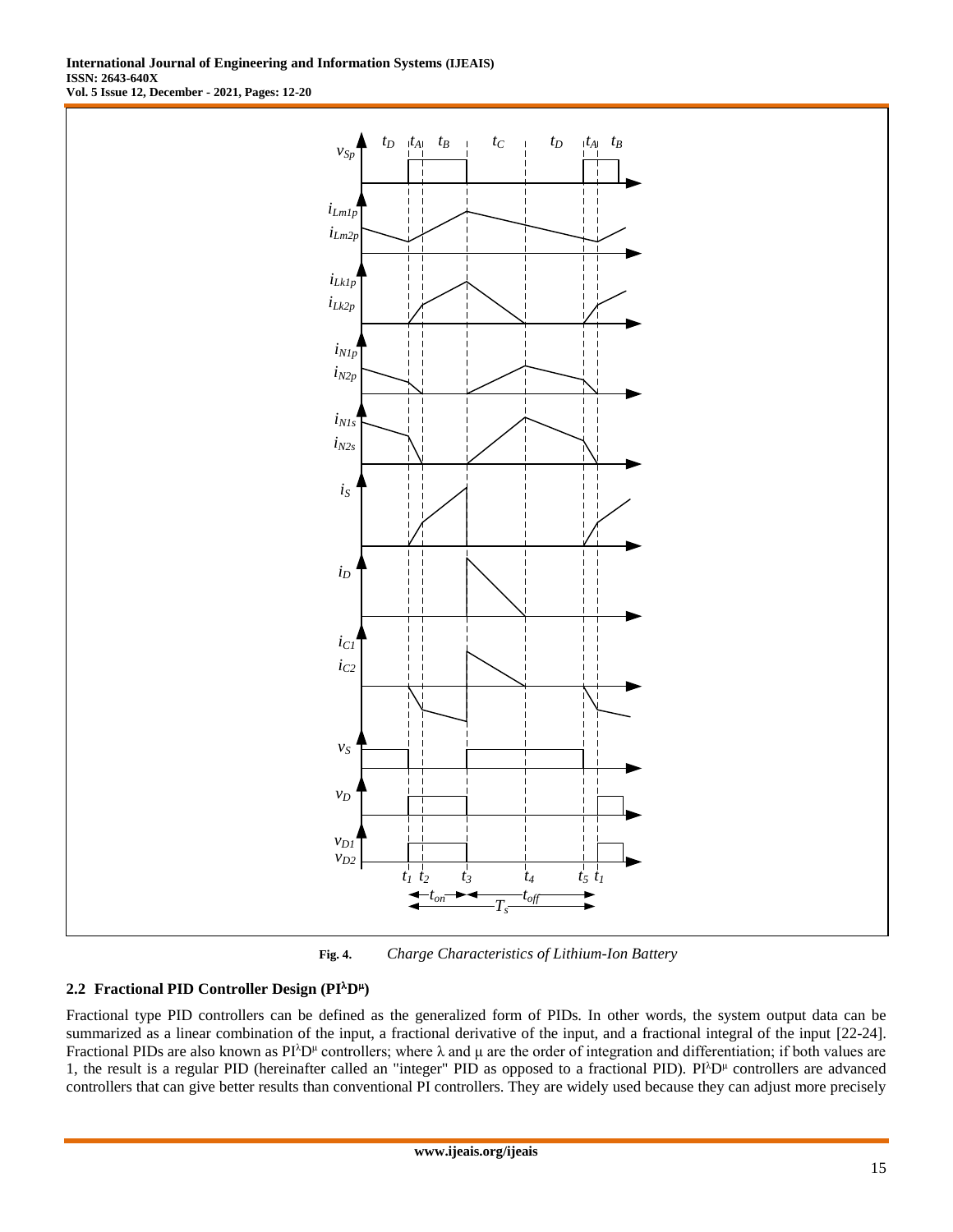Fig. 4. *Charge Characteristics of Lithium-Ion Battery*

### 2.2 Fractional PID Controller Design ($PI^{\lambda}D^{\mu}$)

Fractional type PID controllers can be defined as the generalized form of PIDs. In other words, the system output data can be summarized as a linear combination of the input, a fractional derivative of the input, and a fractional integral of the input [22-24]. Fractional PIDs are also known as $PI^{\lambda}D^{\mu}$ controllers; where λ and μ are the order of integration and differentiation; if both values are 1, the result is a regular PID (hereinafter called an "integer" PID as opposed to a fractional PID). $PI^{\lambda}D^{\mu}$ controllers are advanced controllers that can give better results than conventional PI controllers. They are widely used because they can adjust more precisely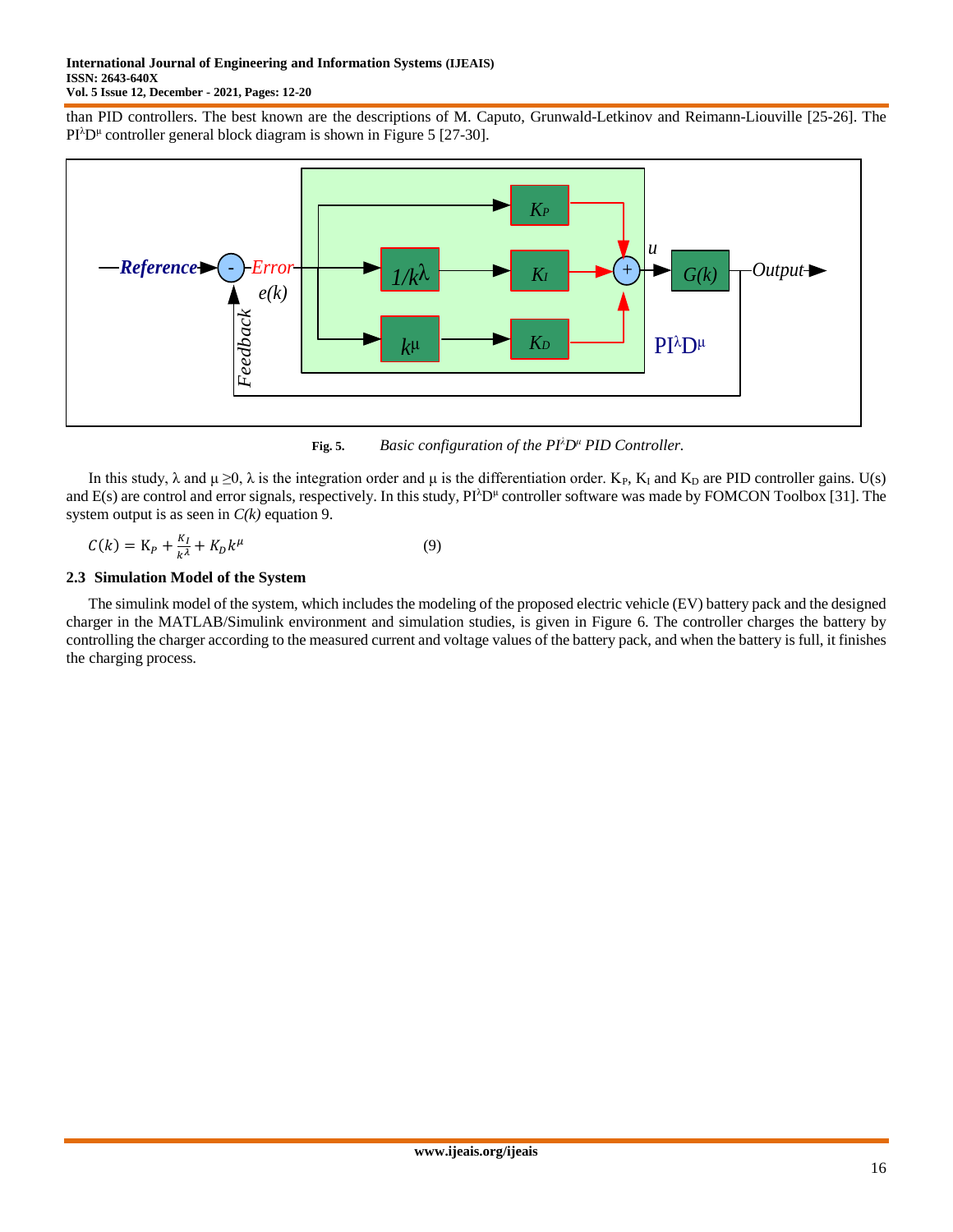than PID controllers. The best known are the descriptions of M. Caputo, Grunwald-Letkinov and Reimann-Liouville [25-26]. The $PI^{\lambda}D^{\mu}$ controller general block diagram is shown in Figure 5 [27-30].

**Fig. 5.** *Basic configuration of the $PI^{\lambda}D^{\mu}$ PID Controller.*

In this study, $\lambda$ and $\mu \geq 0$, $\lambda$ is the integration order and $\mu$ is the differentiation order. $K_P$, $K_I$ and $K_D$ are PID controller gains. U(s) and E(s) are control and error signals, respectively. In this study, $PI^{\lambda}D^{\mu}$ controller software was made by FOMCON Toolbox [31]. The system output is as seen in *C(k)* equation 9.

$$C(k) = K_P + \frac{K_I}{k^{\lambda}} + K_D k^{\mu} \qquad (9)$$

### 2.3 Simulation Model of the System

The simulink model of the system, which includes the modeling of the proposed electric vehicle (EV) battery pack and the designed charger in the MATLAB/Simulink environment and simulation studies, is given in Figure 6. The controller charges the battery by controlling the charger according to the measured current and voltage values of the battery pack, and when the battery is full, it finishes the charging process.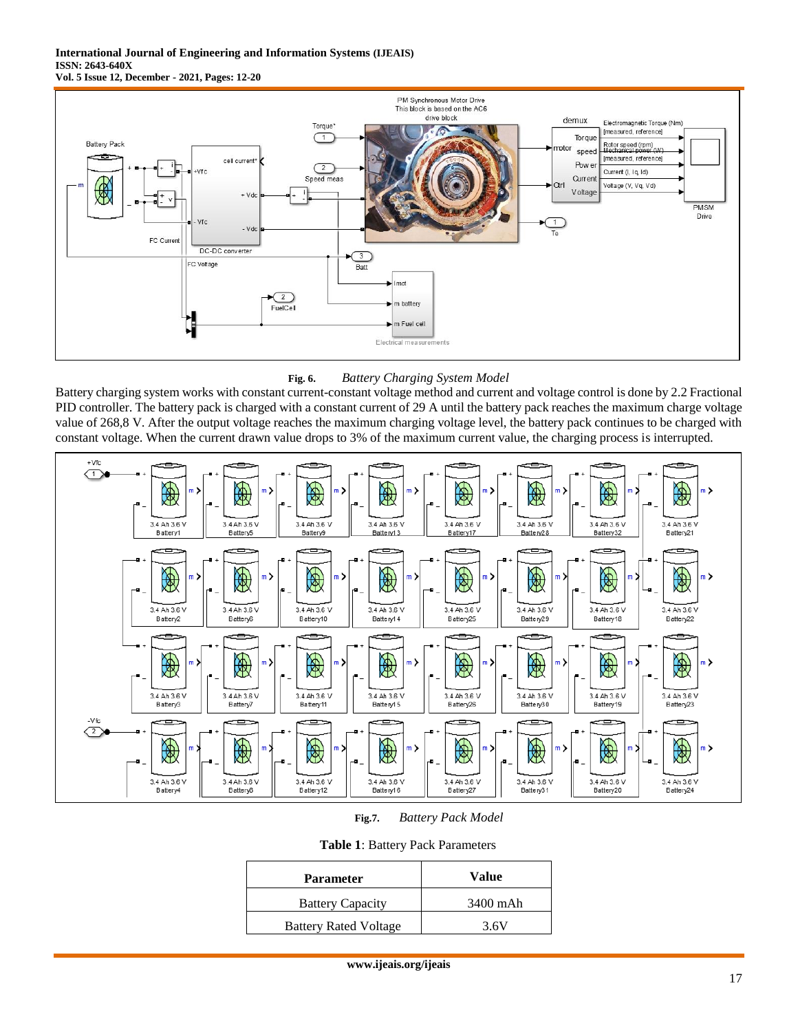**Fig. 6.** *Battery Charging System Model*

Battery charging system works with constant current-constant voltage method and current and voltage control is done by 2.2 Fractional PID controller. The battery pack is charged with a constant current of 29 A until the battery pack reaches the maximum charge voltage value of 268,8 V. After the output voltage reaches the maximum charging voltage level, the battery pack continues to be charged with constant voltage. When the current drawn value drops to 3% of the maximum current value, the charging process is interrupted.

**Fig.7.** *Battery Pack Model*

**Table 1**: Battery Pack Parameters

| Parameter | Value |
| --- | --- |
| Battery Capacity | 3400 mAh |
| Battery Rated Voltage | 3.6V |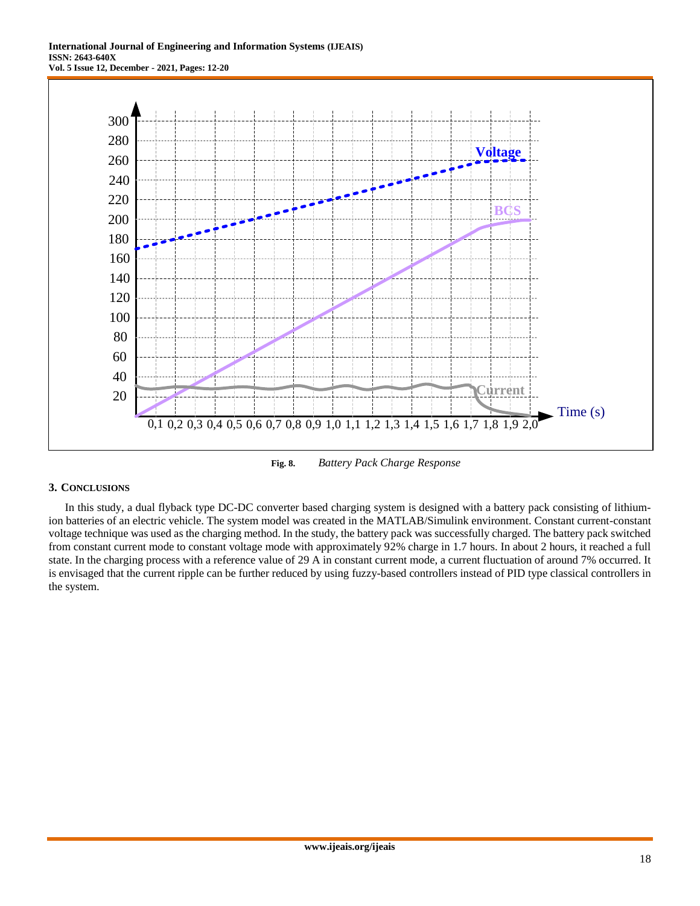Fig. 8. *Battery Pack Charge Response*

## 3. CONCLUSIONS

In this study, a dual flyback type DC-DC converter based charging system is designed with a battery pack consisting of lithium-ion batteries of an electric vehicle. The system model was created in the MATLAB/Simulink environment. Constant current-constant voltage technique was used as the charging method. In the study, the battery pack was successfully charged. The battery pack switched from constant current mode to constant voltage mode with approximately 92% charge in 1.7 hours. In about 2 hours, it reached a full state. In the charging process with a reference value of 29 A in constant current mode, a current fluctuation of around 7% occurred. It is envisaged that the current ripple can be further reduced by using fuzzy-based controllers instead of PID type classical controllers in the system.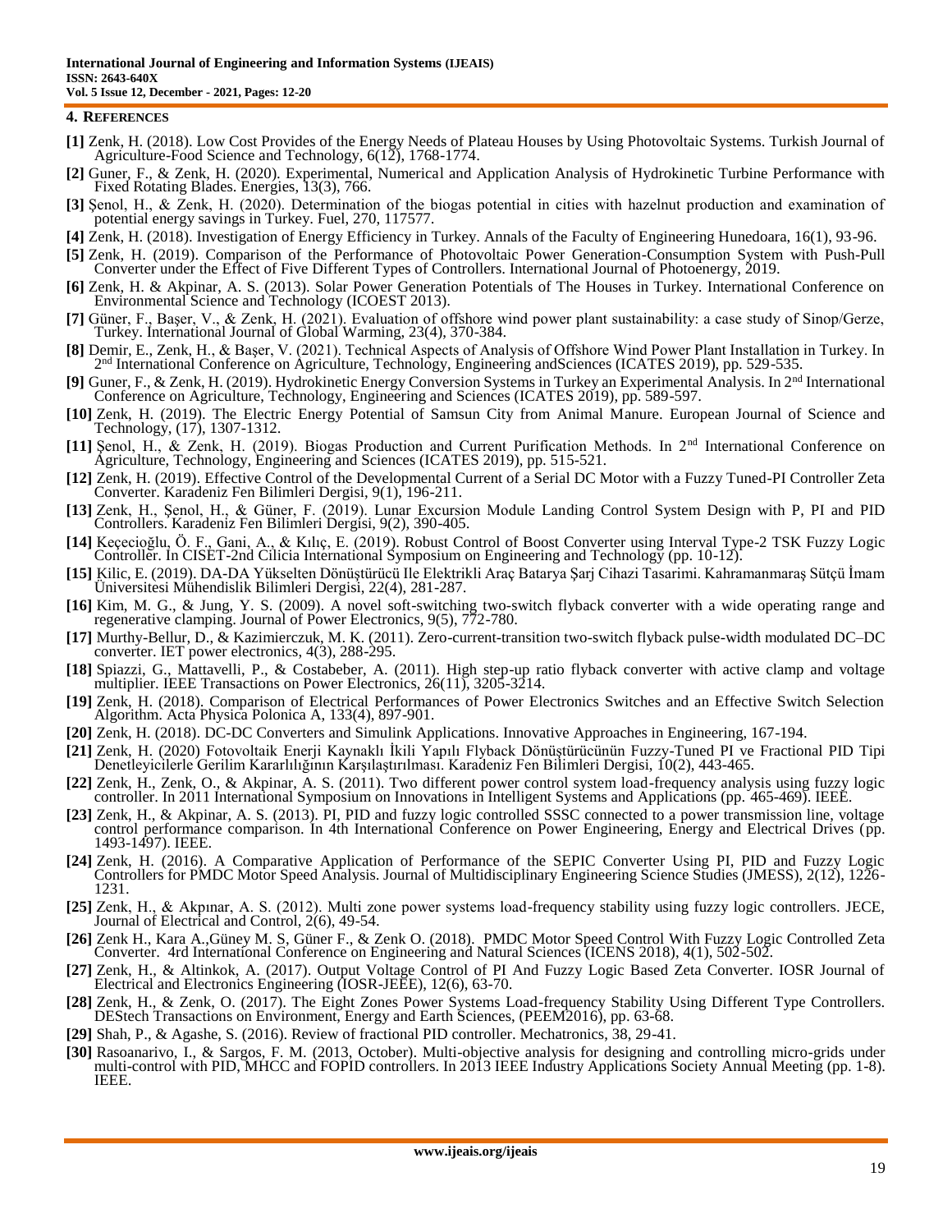## 4. REFERENCES

**[1]** Zenk, H. (2018). Low Cost Provides of the Energy Needs of Plateau Houses by Using Photovoltaic Systems. Turkish Journal of Agriculture-Food Science and Technology, 6(12), 1768-1774.

**[2]** Guner, F., & Zenk, H. (2020). Experimental, Numerical and Application Analysis of Hydrokinetic Turbine Performance with Fixed Rotating Blades. Energies, 13(3), 766.

**[3]** Şenol, H., & Zenk, H. (2020). Determination of the biogas potential in cities with hazelnut production and examination of potential energy savings in Turkey. Fuel, 270, 117577.

**[4]** Zenk, H. (2018). Investigation of Energy Efficiency in Turkey. Annals of the Faculty of Engineering Hunedoara, 16(1), 93-96.

**[5]** Zenk, H. (2019). Comparison of the Performance of Photovoltaic Power Generation-Consumption System with Push-Pull Converter under the Effect of Five Different Types of Controllers. International Journal of Photoenergy, 2019.

**[6]** Zenk, H. & Akpinar, A. S. (2013). Solar Power Generation Potentials of The Houses in Turkey. International Conference on Environmental Science and Technology (ICOEST 2013).

**[7]** Güner, F., Başer, V., & Zenk, H. (2021). Evaluation of offshore wind power plant sustainability: a case study of Sinop/Gerze, Turkey. International Journal of Global Warming, 23(4), 370-384.

**[8]** Demir, E., Zenk, H., & Başer, V. (2021). Technical Aspects of Analysis of Offshore Wind Power Plant Installation in Turkey. In 2nd International Conference on Agriculture, Technology, Engineering andSciences (ICATES 2019), pp. 529-535.

**[9]** Guner, F., & Zenk, H. (2019). Hydrokinetic Energy Conversion Systems in Turkey an Experimental Analysis. In 2nd International Conference on Agriculture, Technology, Engineering and Sciences (ICATES 2019), pp. 589-597.

**[10]** Zenk, H. (2019). The Electric Energy Potential of Samsun City from Animal Manure. European Journal of Science and Technology, (17), 1307-1312.

**[11]** Şenol, H., & Zenk, H. (2019). Biogas Production and Current Purification Methods. In 2nd International Conference on Agriculture, Technology, Engineering and Sciences (ICATES 2019), pp. 515-521.

**[12]** Zenk, H. (2019). Effective Control of the Developmental Current of a Serial DC Motor with a Fuzzy Tuned-PI Controller Zeta Converter. Karadeniz Fen Bilimleri Dergisi, 9(1), 196-211.

**[13]** Zenk, H., Şenol, H., & Güner, F. (2019). Lunar Excursion Module Landing Control System Design with P, PI and PID Controllers. Karadeniz Fen Bilimleri Dergisi, 9(2), 390-405.

**[14]** Keçecioğlu, Ö. F., Gani, A., & Kılıç, E. (2019). Robust Control of Boost Converter using Interval Type-2 TSK Fuzzy Logic Controller. In CISET-2nd Cilicia International Symposium on Engineering and Technology (pp. 10-12).

**[15]** Kilic, E. (2019). DA-DA Yükselten Dönüştürücü Ile Elektrikli Araç Batarya Şarj Cihazi Tasarimi. Kahramanmaraş Sütçü İmam Üniversitesi Mühendislik Bilimleri Dergisi, 22(4), 281-287.

**[16]** Kim, M. G., & Jung, Y. S. (2009). A novel soft-switching two-switch flyback converter with a wide operating range and regenerative clamping. Journal of Power Electronics, 9(5), 772-780.

**[17]** Murthy-Bellur, D., & Kazimierczuk, M. K. (2011). Zero-current-transition two-switch flyback pulse-width modulated DC–DC converter. IET power electronics, 4(3), 288-295.

**[18]** Spiazzi, G., Mattavelli, P., & Costabeber, A. (2011). High step-up ratio flyback converter with active clamp and voltage multiplier. IEEE Transactions on Power Electronics, 26(11), 3205-3214.

**[19]** Zenk, H. (2018). Comparison of Electrical Performances of Power Electronics Switches and an Effective Switch Selection Algorithm. Acta Physica Polonica A, 133(4), 897-901.

**[20]** Zenk, H. (2018). DC-DC Converters and Simulink Applications. Innovative Approaches in Engineering, 167-194.

**[21]** Zenk, H. (2020) Fotovoltaik Enerji Kaynaklı İkili Yapılı Flyback Dönüştürücünün Fuzzy-Tuned PI ve Fractional PID Tipi Denetleyicilerle Gerilim Kararlılığının Karşılaştırılması. Karadeniz Fen Bilimleri Dergisi, 10(2), 443-465.

**[22]** Zenk, H., Zenk, O., & Akpinar, A. S. (2011). Two different power control system load-frequency analysis using fuzzy logic controller. In 2011 International Symposium on Innovations in Intelligent Systems and Applications (pp. 465-469). IEEE.

**[23]** Zenk, H., & Akpinar, A. S. (2013). PI, PID and fuzzy logic controlled SSSC connected to a power transmission line, voltage control performance comparison. In 4th International Conference on Power Engineering, Energy and Electrical Drives (pp. 1493-1497). IEEE.

**[24]** Zenk, H. (2016). A Comparative Application of Performance of the SEPIC Converter Using PI, PID and Fuzzy Logic Controllers for PMDC Motor Speed Analysis. Journal of Multidisciplinary Engineering Science Studies (JMESS), 2(12), 1226-1231.

**[25]** Zenk, H., & Akpınar, A. S. (2012). Multi zone power systems load-frequency stability using fuzzy logic controllers. JECE, Journal of Electrical and Control, 2(6), 49-54.

**[26]** Zenk H., Kara A.,Güney M. S, Güner F., & Zenk O. (2018). PMDC Motor Speed Control With Fuzzy Logic Controlled Zeta Converter. 4rd International Conference on Engineering and Natural Sciences (ICENS 2018), 4(1), 502-502.

**[27]** Zenk, H., & Altinkok, A. (2017). Output Voltage Control of PI And Fuzzy Logic Based Zeta Converter. IOSR Journal of Electrical and Electronics Engineering (IOSR-JEEE), 12(6), 63-70.

**[28]** Zenk, H., & Zenk, O. (2017). The Eight Zones Power Systems Load-frequency Stability Using Different Type Controllers. DEStech Transactions on Environment, Energy and Earth Sciences, (PEEM2016), pp. 63-68.

**[29]** Shah, P., & Agashe, S. (2016). Review of fractional PID controller. Mechatronics, 38, 29-41.

**[30]** Rasoanarivo, I., & Sargos, F. M. (2013, October). Multi-objective analysis for designing and controlling micro-grids under multi-control with PID, MHCC and FOPID controllers. In 2013 IEEE Industry Applications Society Annual Meeting (pp. 1-8). IEEE.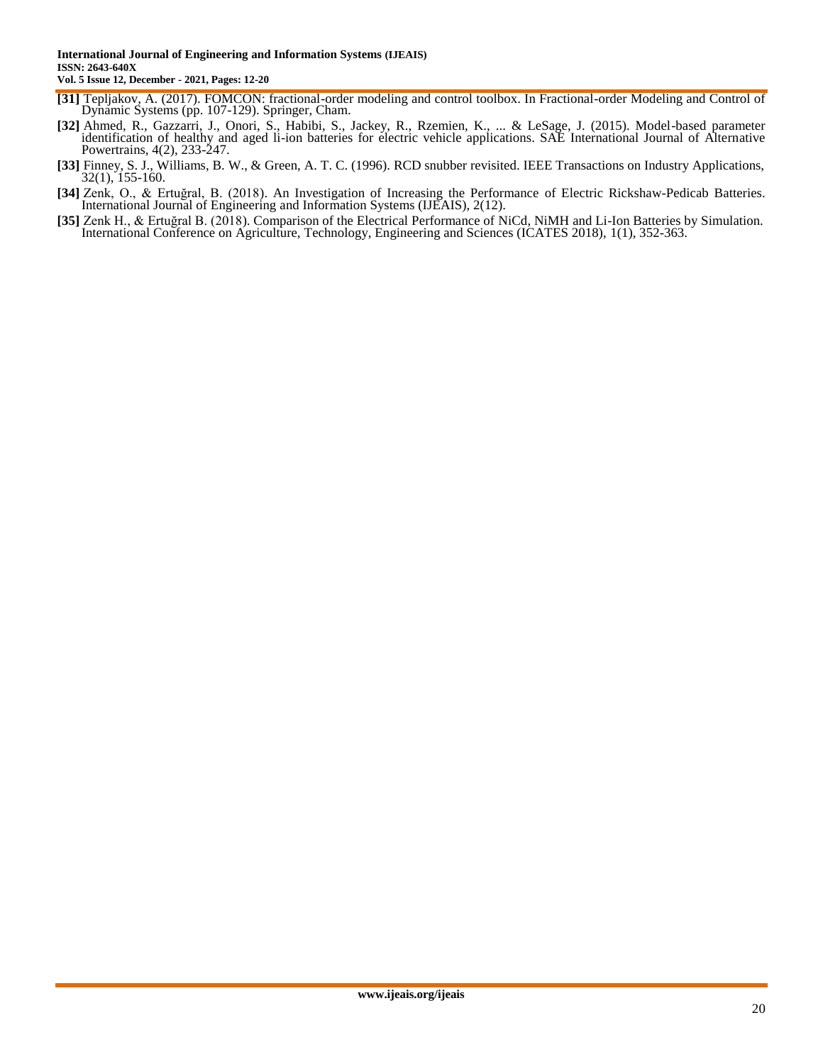**[31]** Tepljakov, A. (2017). FOMCON: fractional-order modeling and control toolbox. In Fractional-order Modeling and Control of Dynamic Systems (pp. 107-129). Springer, Cham.

**[32]** Ahmed, R., Gazzarri, J., Onori, S., Habibi, S., Jackey, R., Rzemien, K., ... & LeSage, J. (2015). Model-based parameter identification of healthy and aged li-ion batteries for electric vehicle applications. SAE International Journal of Alternative Powertrains, 4(2), 233-247.

**[33]** Finney, S. J., Williams, B. W., & Green, A. T. C. (1996). RCD snubber revisited. IEEE Transactions on Industry Applications, 32(1), 155-160.

**[34]** Zenk, O., & Ertuğral, B. (2018). An Investigation of Increasing the Performance of Electric Rickshaw-Pedicab Batteries. International Journal of Engineering and Information Systems (IJEAIS), 2(12).

**[35]** Zenk H., & Ertuğral B. (2018). Comparison of the Electrical Performance of NiCd, NiMH and Li-Ion Batteries by Simulation. International Conference on Agriculture, Technology, Engineering and Sciences (ICATES 2018), 1(1), 352-363.